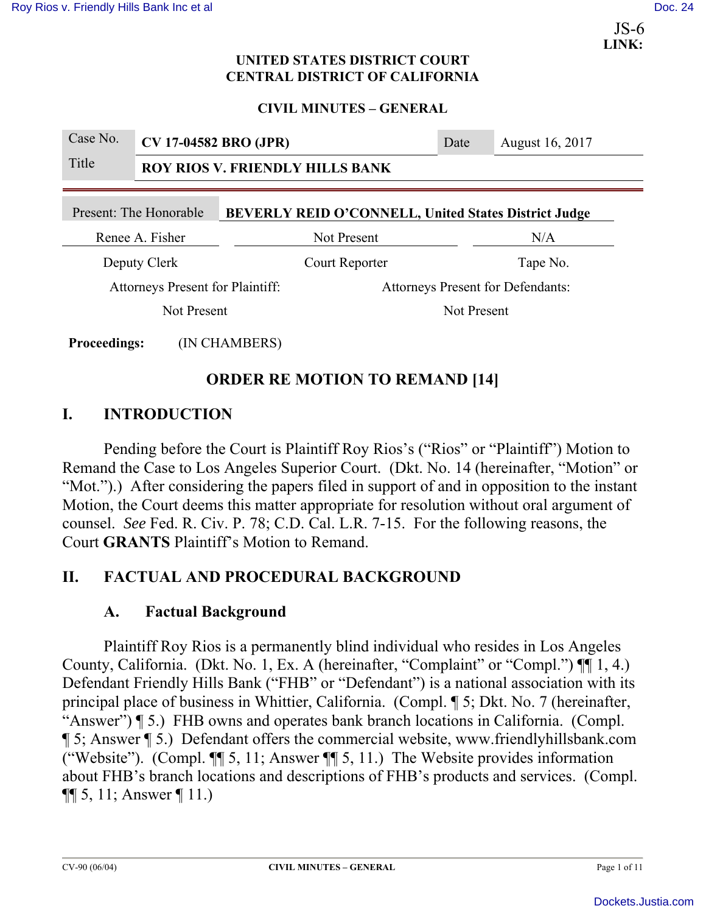JS-6
**LINK:**

**UNITED STATES DISTRICT COURT**
**CENTRAL DISTRICT OF CALIFORNIA**

**CIVIL MINUTES – GENERAL**

| Case No. | **CV 17-04582 BRO (JPR)** | Date | August 16, 2017 |
|---|---|---|---|
| Title | **ROY RIOS V. FRIENDLY HILLS BANK** | | |

| Present: The Honorable | **BEVERLY REID O'CONNELL, United States District Judge** | |
|---|---|---|
| Renee A. Fisher | Not Present | N/A |
| Deputy Clerk | Court Reporter | Tape No. |
| Attorneys Present for Plaintiff: | | Attorneys Present for Defendants: |
| Not Present | | Not Present |

**Proceedings:** (IN CHAMBERS)

## ORDER RE MOTION TO REMAND [14]

## I. INTRODUCTION

Pending before the Court is Plaintiff Roy Rios's ("Rios" or "Plaintiff") Motion to Remand the Case to Los Angeles Superior Court. (Dkt. No. 14 (hereinafter, "Motion" or "Mot.").) After considering the papers filed in support of and in opposition to the instant Motion, the Court deems this matter appropriate for resolution without oral argument of counsel. *See* Fed. R. Civ. P. 78; C.D. Cal. L.R. 7-15. For the following reasons, the Court **GRANTS** Plaintiff's Motion to Remand.

## II. FACTUAL AND PROCEDURAL BACKGROUND

### A. Factual Background

Plaintiff Roy Rios is a permanently blind individual who resides in Los Angeles County, California. (Dkt. No. 1, Ex. A (hereinafter, "Complaint" or "Compl.") ¶¶ 1, 4.) Defendant Friendly Hills Bank ("FHB" or "Defendant") is a national association with its principal place of business in Whittier, California. (Compl. ¶ 5; Dkt. No. 7 (hereinafter, "Answer") ¶ 5.) FHB owns and operates bank branch locations in California. (Compl. ¶ 5; Answer ¶ 5.) Defendant offers the commercial website, www.friendlyhillsbank.com ("Website"). (Compl. ¶¶ 5, 11; Answer ¶¶ 5, 11.) The Website provides information about FHB's branch locations and descriptions of FHB's products and services. (Compl. ¶¶ 5, 11; Answer ¶ 11.)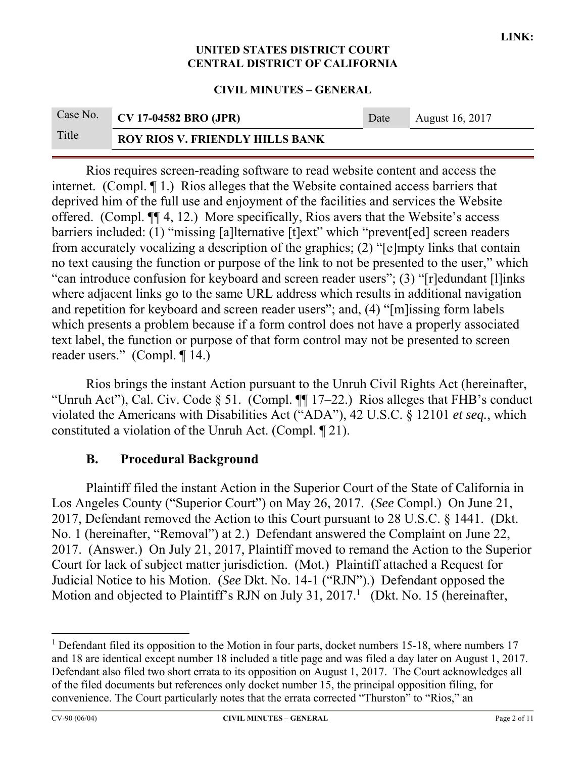Rios requires screen-reading software to read website content and access the internet. (Compl. ¶ 1.) Rios alleges that the Website contained access barriers that deprived him of the full use and enjoyment of the facilities and services the Website offered. (Compl. ¶¶ 4, 12.) More specifically, Rios avers that the Website's access barriers included: (1) "missing [a]lternative [t]ext" which "prevent[ed] screen readers from accurately vocalizing a description of the graphics; (2) "[e]mpty links that contain no text causing the function or purpose of the link to not be presented to the user," which "can introduce confusion for keyboard and screen reader users"; (3) "[r]edundant [l]inks where adjacent links go to the same URL address which results in additional navigation and repetition for keyboard and screen reader users"; and, (4) "[m]issing form labels which presents a problem because if a form control does not have a properly associated text label, the function or purpose of that form control may not be presented to screen reader users." (Compl. ¶ 14.)

Rios brings the instant Action pursuant to the Unruh Civil Rights Act (hereinafter, "Unruh Act"), Cal. Civ. Code § 51. (Compl. ¶¶ 17–22.) Rios alleges that FHB's conduct violated the Americans with Disabilities Act ("ADA"), 42 U.S.C. § 12101 *et seq.*, which constituted a violation of the Unruh Act. (Compl. ¶ 21).

### B. Procedural Background

Plaintiff filed the instant Action in the Superior Court of the State of California in Los Angeles County ("Superior Court") on May 26, 2017. (*See* Compl.) On June 21, 2017, Defendant removed the Action to this Court pursuant to 28 U.S.C. § 1441. (Dkt. No. 1 (hereinafter, "Removal") at 2.) Defendant answered the Complaint on June 22, 2017. (Answer.) On July 21, 2017, Plaintiff moved to remand the Action to the Superior Court for lack of subject matter jurisdiction. (Mot.) Plaintiff attached a Request for Judicial Notice to his Motion. (*See* Dkt. No. 14-1 ("RJN").) Defendant opposed the Motion and objected to Plaintiff's RJN on July 31, 2017.[1] (Dkt. No. 15 (hereinafter,

---

[1] Defendant filed its opposition to the Motion in four parts, docket numbers 15-18, where numbers 17 and 18 are identical except number 18 included a title page and was filed a day later on August 1, 2017. Defendant also filed two short errata to its opposition on August 1, 2017. The Court acknowledges all of the filed documents but references only docket number 15, the principal opposition filing, for convenience. The Court particularly notes that the errata corrected "Thurston" to "Rios," an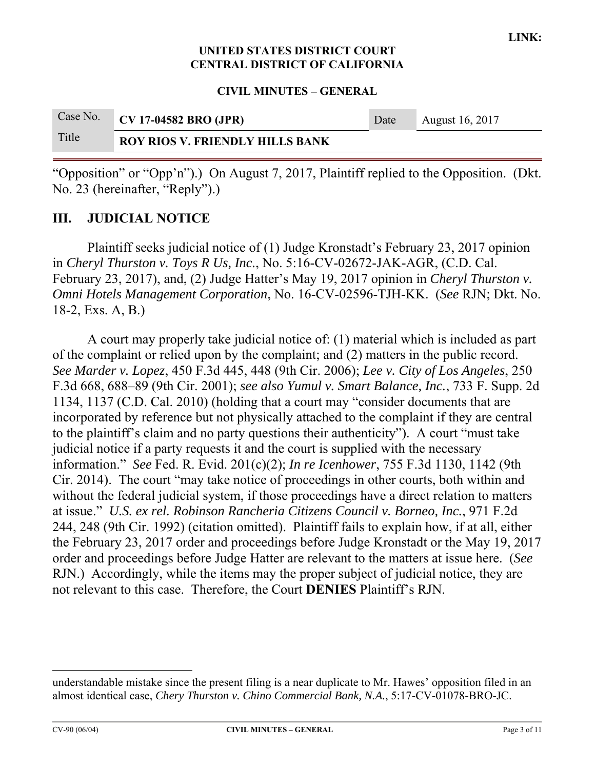"Opposition" or "Opp'n").) On August 7, 2017, Plaintiff replied to the Opposition. (Dkt. No. 23 (hereinafter, "Reply").)

## III. JUDICIAL NOTICE

Plaintiff seeks judicial notice of (1) Judge Kronstadt's February 23, 2017 opinion in *Cheryl Thurston v. Toys R Us, Inc.*, No. 5:16-CV-02672-JAK-AGR, (C.D. Cal. February 23, 2017), and, (2) Judge Hatter's May 19, 2017 opinion in *Cheryl Thurston v. Omni Hotels Management Corporation*, No. 16-CV-02596-TJH-KK. (*See* RJN; Dkt. No. 18-2, Exs. A, B.)

A court may properly take judicial notice of: (1) material which is included as part of the complaint or relied upon by the complaint; and (2) matters in the public record. *See Marder v. Lopez*, 450 F.3d 445, 448 (9th Cir. 2006); *Lee v. City of Los Angeles*, 250 F.3d 668, 688–89 (9th Cir. 2001); *see also Yumul v. Smart Balance, Inc.*, 733 F. Supp. 2d 1134, 1137 (C.D. Cal. 2010) (holding that a court may "consider documents that are incorporated by reference but not physically attached to the complaint if they are central to the plaintiff's claim and no party questions their authenticity"). A court "must take judicial notice if a party requests it and the court is supplied with the necessary information." *See* Fed. R. Evid. 201(c)(2); *In re Icenhower*, 755 F.3d 1130, 1142 (9th Cir. 2014). The court "may take notice of proceedings in other courts, both within and without the federal judicial system, if those proceedings have a direct relation to matters at issue." *U.S. ex rel. Robinson Rancheria Citizens Council v. Borneo, Inc.*, 971 F.2d 244, 248 (9th Cir. 1992) (citation omitted). Plaintiff fails to explain how, if at all, either the February 23, 2017 order and proceedings before Judge Kronstadt or the May 19, 2017 order and proceedings before Judge Hatter are relevant to the matters at issue here. (*See* RJN.) Accordingly, while the items may the proper subject of judicial notice, they are not relevant to this case. Therefore, the Court **DENIES** Plaintiff's RJN.

---

understandable mistake since the present filing is a near duplicate to Mr. Hawes' opposition filed in an almost identical case, *Chery Thurston v. Chino Commercial Bank, N.A.*, 5:17-CV-01078-BRO-JC.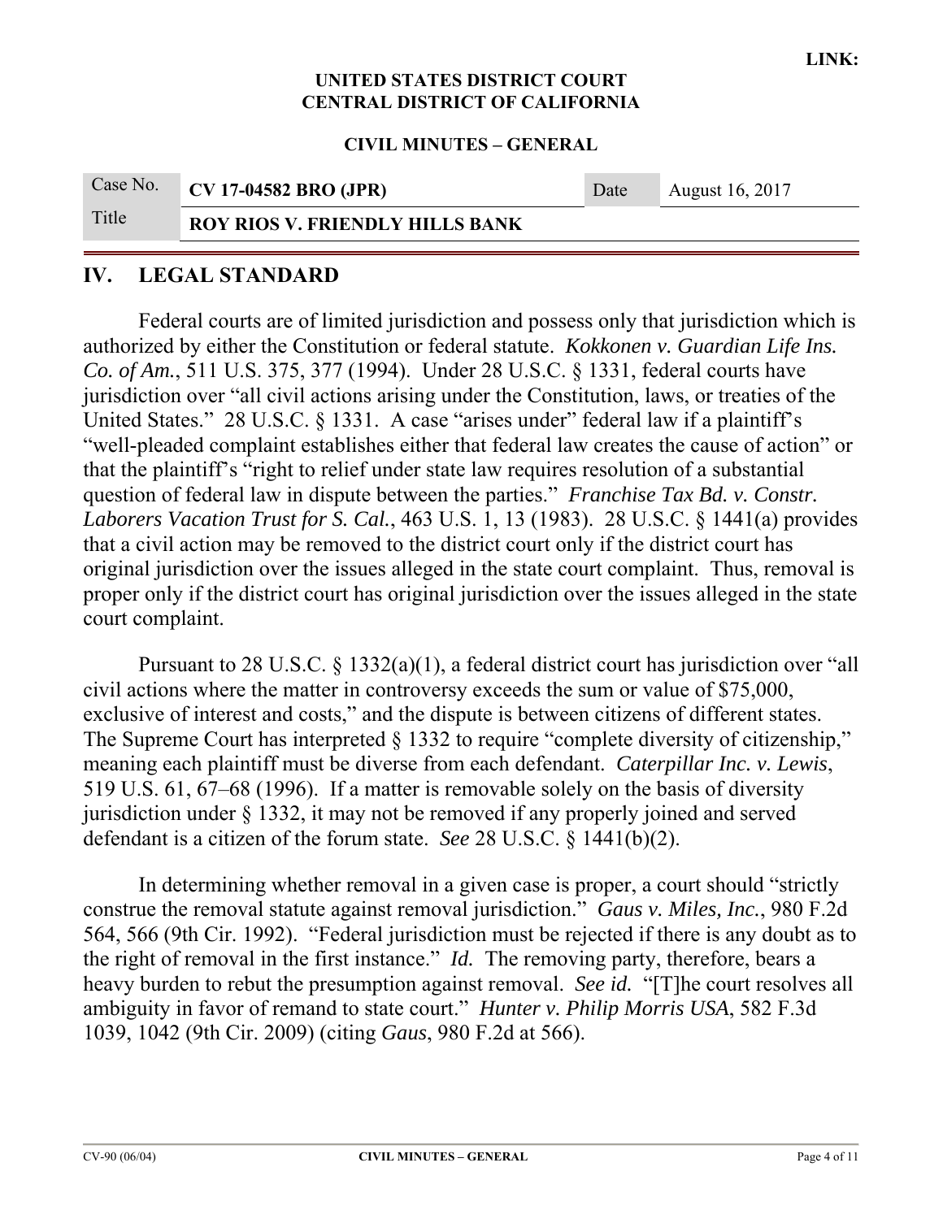## IV. LEGAL STANDARD

Federal courts are of limited jurisdiction and possess only that jurisdiction which is authorized by either the Constitution or federal statute. *Kokkonen v. Guardian Life Ins. Co. of Am.*, 511 U.S. 375, 377 (1994). Under 28 U.S.C. § 1331, federal courts have jurisdiction over "all civil actions arising under the Constitution, laws, or treaties of the United States." 28 U.S.C. § 1331. A case "arises under" federal law if a plaintiff's "well-pleaded complaint establishes either that federal law creates the cause of action" or that the plaintiff's "right to relief under state law requires resolution of a substantial question of federal law in dispute between the parties." *Franchise Tax Bd. v. Constr. Laborers Vacation Trust for S. Cal.*, 463 U.S. 1, 13 (1983). 28 U.S.C. § 1441(a) provides that a civil action may be removed to the district court only if the district court has original jurisdiction over the issues alleged in the state court complaint. Thus, removal is proper only if the district court has original jurisdiction over the issues alleged in the state court complaint.

Pursuant to 28 U.S.C. § 1332(a)(1), a federal district court has jurisdiction over "all civil actions where the matter in controversy exceeds the sum or value of $75,000, exclusive of interest and costs," and the dispute is between citizens of different states. The Supreme Court has interpreted § 1332 to require "complete diversity of citizenship," meaning each plaintiff must be diverse from each defendant. *Caterpillar Inc. v. Lewis*, 519 U.S. 61, 67–68 (1996). If a matter is removable solely on the basis of diversity jurisdiction under § 1332, it may not be removed if any properly joined and served defendant is a citizen of the forum state. *See* 28 U.S.C. § 1441(b)(2).

In determining whether removal in a given case is proper, a court should "strictly construe the removal statute against removal jurisdiction." *Gaus v. Miles, Inc.*, 980 F.2d 564, 566 (9th Cir. 1992). "Federal jurisdiction must be rejected if there is any doubt as to the right of removal in the first instance." *Id.* The removing party, therefore, bears a heavy burden to rebut the presumption against removal. *See id.* "[T]he court resolves all ambiguity in favor of remand to state court." *Hunter v. Philip Morris USA*, 582 F.3d 1039, 1042 (9th Cir. 2009) (citing *Gaus*, 980 F.2d at 566).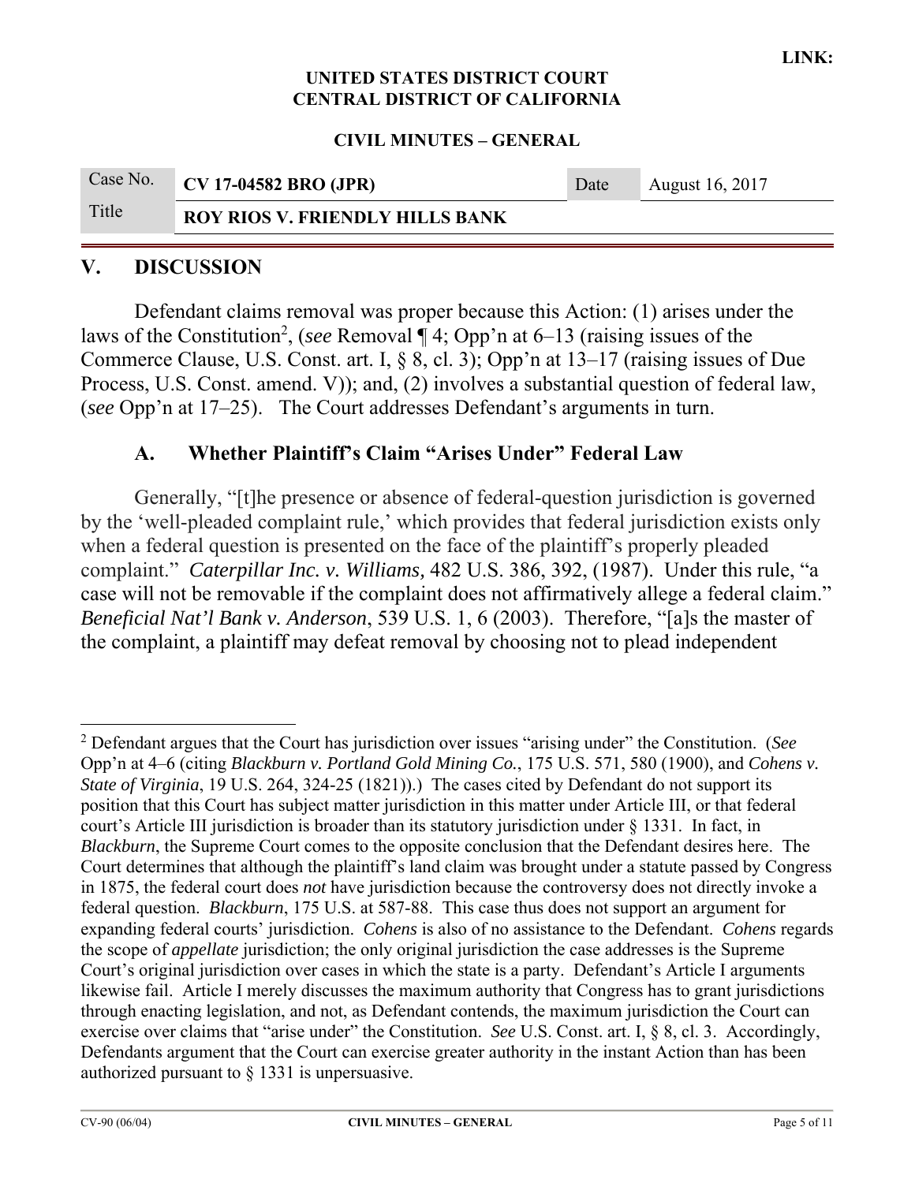## V. DISCUSSION

Defendant claims removal was proper because this Action: (1) arises under the laws of the Constitution[2], (*see* Removal ¶ 4; Opp'n at 6–13 (raising issues of the Commerce Clause, U.S. Const. art. I, § 8, cl. 3); Opp'n at 13–17 (raising issues of Due Process, U.S. Const. amend. V)); and, (2) involves a substantial question of federal law, (*see* Opp'n at 17–25). The Court addresses Defendant's arguments in turn.

### A. Whether Plaintiff's Claim "Arises Under" Federal Law

Generally, "[t]he presence or absence of federal-question jurisdiction is governed by the 'well-pleaded complaint rule,' which provides that federal jurisdiction exists only when a federal question is presented on the face of the plaintiff's properly pleaded complaint." *Caterpillar Inc. v. Williams,* 482 U.S. 386, 392, (1987). Under this rule, "a case will not be removable if the complaint does not affirmatively allege a federal claim." *Beneficial Nat'l Bank v. Anderson*, 539 U.S. 1, 6 (2003). Therefore, "[a]s the master of the complaint, a plaintiff may defeat removal by choosing not to plead independent

---

[2] Defendant argues that the Court has jurisdiction over issues "arising under" the Constitution. (*See* Opp'n at 4–6 (citing *Blackburn v. Portland Gold Mining Co.*, 175 U.S. 571, 580 (1900), and *Cohens v. State of Virginia*, 19 U.S. 264, 324-25 (1821)).) The cases cited by Defendant do not support its position that this Court has subject matter jurisdiction in this matter under Article III, or that federal court's Article III jurisdiction is broader than its statutory jurisdiction under § 1331. In fact, in *Blackburn*, the Supreme Court comes to the opposite conclusion that the Defendant desires here. The Court determines that although the plaintiff's land claim was brought under a statute passed by Congress in 1875, the federal court does *not* have jurisdiction because the controversy does not directly invoke a federal question. *Blackburn*, 175 U.S. at 587-88. This case thus does not support an argument for expanding federal courts' jurisdiction. *Cohens* is also of no assistance to the Defendant. *Cohens* regards the scope of *appellate* jurisdiction; the only original jurisdiction the case addresses is the Supreme Court's original jurisdiction over cases in which the state is a party. Defendant's Article I arguments likewise fail. Article I merely discusses the maximum authority that Congress has to grant jurisdictions through enacting legislation, and not, as Defendant contends, the maximum jurisdiction the Court can exercise over claims that "arise under" the Constitution. *See* U.S. Const. art. I, § 8, cl. 3. Accordingly, Defendants argument that the Court can exercise greater authority in the instant Action than has been authorized pursuant to § 1331 is unpersuasive.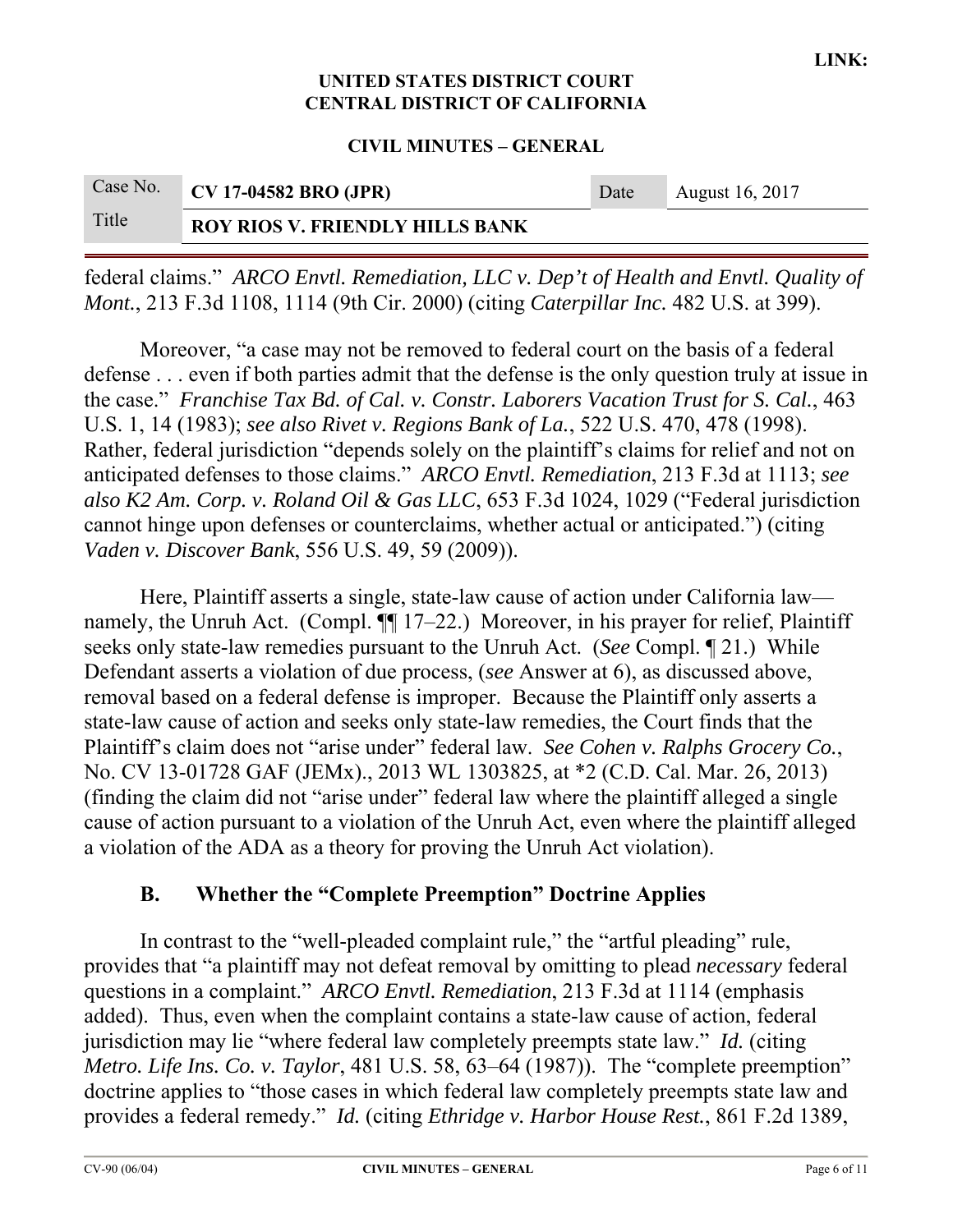federal claims." *ARCO Envtl. Remediation, LLC v. Dep't of Health and Envtl. Quality of Mont.*, 213 F.3d 1108, 1114 (9th Cir. 2000) (citing *Caterpillar Inc.* 482 U.S. at 399).

Moreover, "a case may not be removed to federal court on the basis of a federal defense . . . even if both parties admit that the defense is the only question truly at issue in the case." *Franchise Tax Bd. of Cal. v. Constr. Laborers Vacation Trust for S. Cal.*, 463 U.S. 1, 14 (1983); *see also Rivet v. Regions Bank of La.*, 522 U.S. 470, 478 (1998). Rather, federal jurisdiction "depends solely on the plaintiff's claims for relief and not on anticipated defenses to those claims." *ARCO Envtl. Remediation*, 213 F.3d at 1113; *see also K2 Am. Corp. v. Roland Oil & Gas LLC*, 653 F.3d 1024, 1029 ("Federal jurisdiction cannot hinge upon defenses or counterclaims, whether actual or anticipated.") (citing *Vaden v. Discover Bank*, 556 U.S. 49, 59 (2009)).

Here, Plaintiff asserts a single, state-law cause of action under California law—namely, the Unruh Act. (Compl. ¶¶ 17–22.) Moreover, in his prayer for relief, Plaintiff seeks only state-law remedies pursuant to the Unruh Act. (*See* Compl. ¶ 21.) While Defendant asserts a violation of due process, (*see* Answer at 6), as discussed above, removal based on a federal defense is improper. Because the Plaintiff only asserts a state-law cause of action and seeks only state-law remedies, the Court finds that the Plaintiff's claim does not "arise under" federal law. *See Cohen v. Ralphs Grocery Co.*, No. CV 13-01728 GAF (JEMx)., 2013 WL 1303825, at *2 (C.D. Cal. Mar. 26, 2013) (finding the claim did not "arise under" federal law where the plaintiff alleged a single cause of action pursuant to a violation of the Unruh Act, even where the plaintiff alleged a violation of the ADA as a theory for proving the Unruh Act violation).

### B. Whether the "Complete Preemption" Doctrine Applies

In contrast to the "well-pleaded complaint rule," the "artful pleading" rule, provides that "a plaintiff may not defeat removal by omitting to plead *necessary* federal questions in a complaint." *ARCO Envtl. Remediation*, 213 F.3d at 1114 (emphasis added). Thus, even when the complaint contains a state-law cause of action, federal jurisdiction may lie "where federal law completely preempts state law." *Id.* (citing *Metro. Life Ins. Co. v. Taylor*, 481 U.S. 58, 63–64 (1987)). The "complete preemption" doctrine applies to "those cases in which federal law completely preempts state law and provides a federal remedy." *Id.* (citing *Ethridge v. Harbor House Rest.*, 861 F.2d 1389,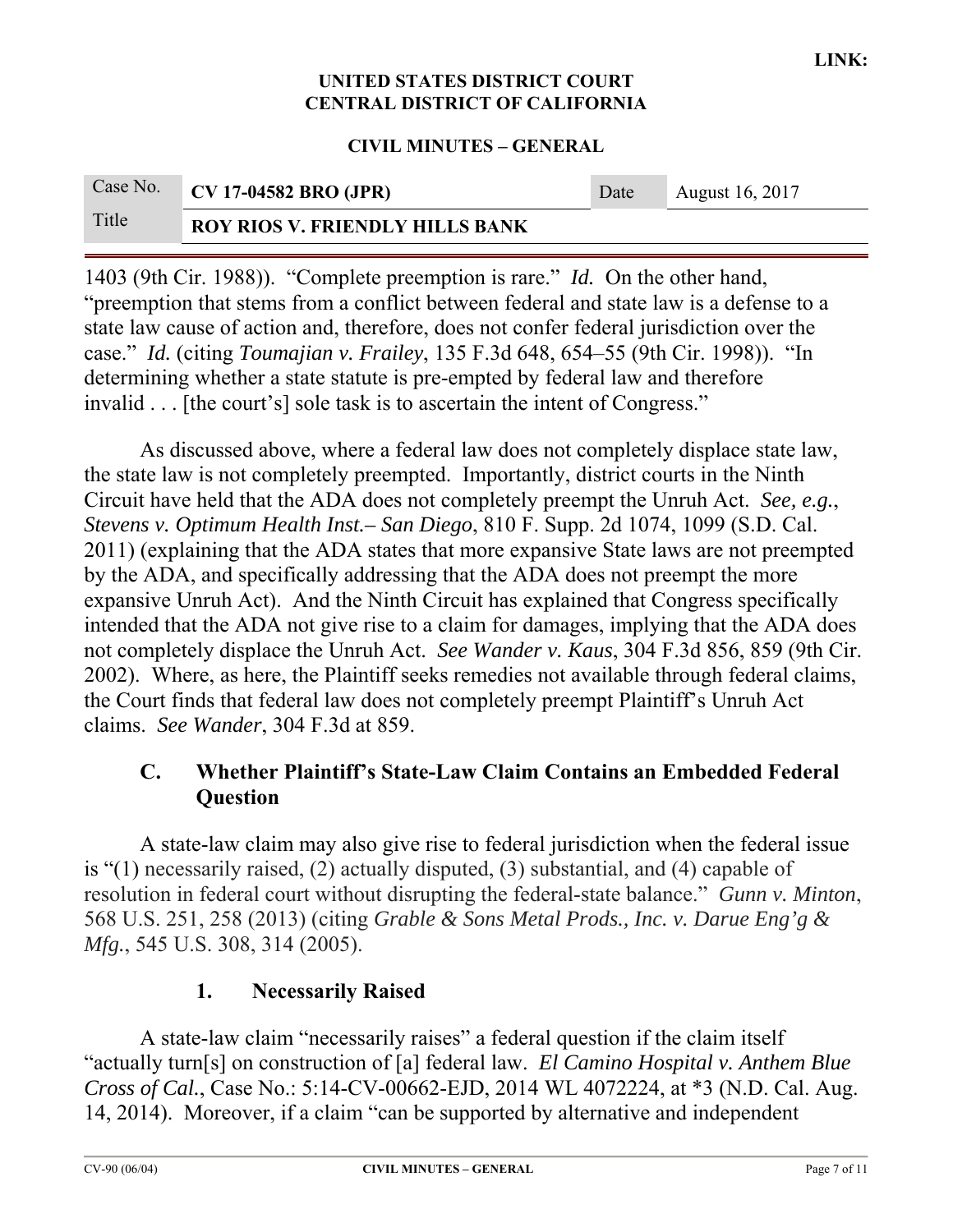1403 (9th Cir. 1988)). "Complete preemption is rare." *Id.* On the other hand, "preemption that stems from a conflict between federal and state law is a defense to a state law cause of action and, therefore, does not confer federal jurisdiction over the case." *Id.* (citing *Toumajian v. Frailey*, 135 F.3d 648, 654–55 (9th Cir. 1998)). "In determining whether a state statute is pre-empted by federal law and therefore invalid . . . [the court's] sole task is to ascertain the intent of Congress."

As discussed above, where a federal law does not completely displace state law, the state law is not completely preempted. Importantly, district courts in the Ninth Circuit have held that the ADA does not completely preempt the Unruh Act. *See, e.g.*, *Stevens v. Optimum Health Inst.– San Diego*, 810 F. Supp. 2d 1074, 1099 (S.D. Cal. 2011) (explaining that the ADA states that more expansive State laws are not preempted by the ADA, and specifically addressing that the ADA does not preempt the more expansive Unruh Act). And the Ninth Circuit has explained that Congress specifically intended that the ADA not give rise to a claim for damages, implying that the ADA does not completely displace the Unruh Act. *See Wander v. Kaus*, 304 F.3d 856, 859 (9th Cir. 2002). Where, as here, the Plaintiff seeks remedies not available through federal claims, the Court finds that federal law does not completely preempt Plaintiff's Unruh Act claims. *See Wander*, 304 F.3d at 859.

### C. Whether Plaintiff's State-Law Claim Contains an Embedded Federal Question

A state-law claim may also give rise to federal jurisdiction when the federal issue is "(1) necessarily raised, (2) actually disputed, (3) substantial, and (4) capable of resolution in federal court without disrupting the federal-state balance." *Gunn v. Minton*, 568 U.S. 251, 258 (2013) (citing *Grable & Sons Metal Prods., Inc. v. Darue Eng'g & Mfg.*, 545 U.S. 308, 314 (2005).

#### 1. Necessarily Raised

A state-law claim "necessarily raises" a federal question if the claim itself "actually turn[s] on construction of [a] federal law. *El Camino Hospital v. Anthem Blue Cross of Cal.*, Case No.: 5:14-CV-00662-EJD, 2014 WL 4072224, at *3 (N.D. Cal. Aug. 14, 2014). Moreover, if a claim "can be supported by alternative and independent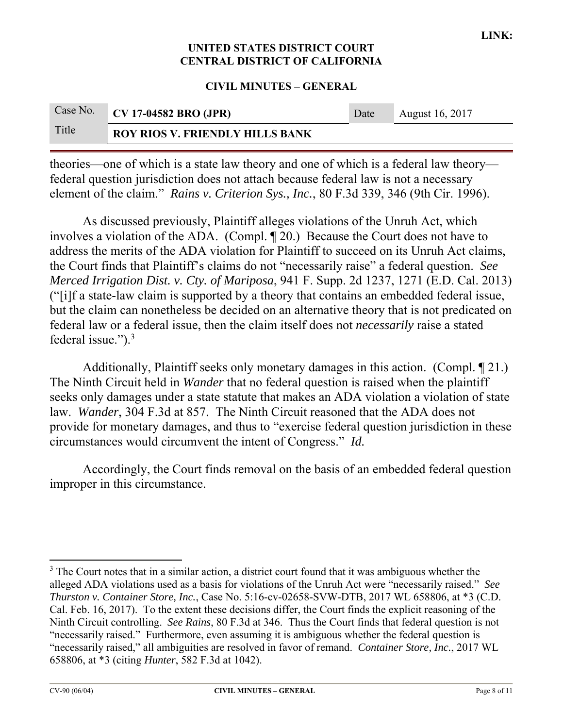theories—one of which is a state law theory and one of which is a federal law theory—federal question jurisdiction does not attach because federal law is not a necessary element of the claim." *Rains v. Criterion Sys., Inc.*, 80 F.3d 339, 346 (9th Cir. 1996).

As discussed previously, Plaintiff alleges violations of the Unruh Act, which involves a violation of the ADA. (Compl. ¶ 20.) Because the Court does not have to address the merits of the ADA violation for Plaintiff to succeed on its Unruh Act claims, the Court finds that Plaintiff's claims do not "necessarily raise" a federal question. *See Merced Irrigation Dist. v. Cty. of Mariposa*, 941 F. Supp. 2d 1237, 1271 (E.D. Cal. 2013) ("[i]f a state-law claim is supported by a theory that contains an embedded federal issue, but the claim can nonetheless be decided on an alternative theory that is not predicated on federal law or a federal issue, then the claim itself does not *necessarily* raise a stated federal issue.").[3]

Additionally, Plaintiff seeks only monetary damages in this action. (Compl. ¶ 21.) The Ninth Circuit held in *Wander* that no federal question is raised when the plaintiff seeks only damages under a state statute that makes an ADA violation a violation of state law. *Wander*, 304 F.3d at 857. The Ninth Circuit reasoned that the ADA does not provide for monetary damages, and thus to "exercise federal question jurisdiction in these circumstances would circumvent the intent of Congress." *Id.*

Accordingly, the Court finds removal on the basis of an embedded federal question improper in this circumstance.

---

[3] The Court notes that in a similar action, a district court found that it was ambiguous whether the alleged ADA violations used as a basis for violations of the Unruh Act were "necessarily raised." *See Thurston v. Container Store, Inc.*, Case No. 5:16-cv-02658-SVW-DTB, 2017 WL 658806, at *3 (C.D. Cal. Feb. 16, 2017). To the extent these decisions differ, the Court finds the explicit reasoning of the Ninth Circuit controlling. *See Rains*, 80 F.3d at 346. Thus the Court finds that federal question is not "necessarily raised." Furthermore, even assuming it is ambiguous whether the federal question is "necessarily raised," all ambiguities are resolved in favor of remand. *Container Store, Inc.*, 2017 WL 658806, at *3 (citing *Hunter*, 582 F.3d at 1042).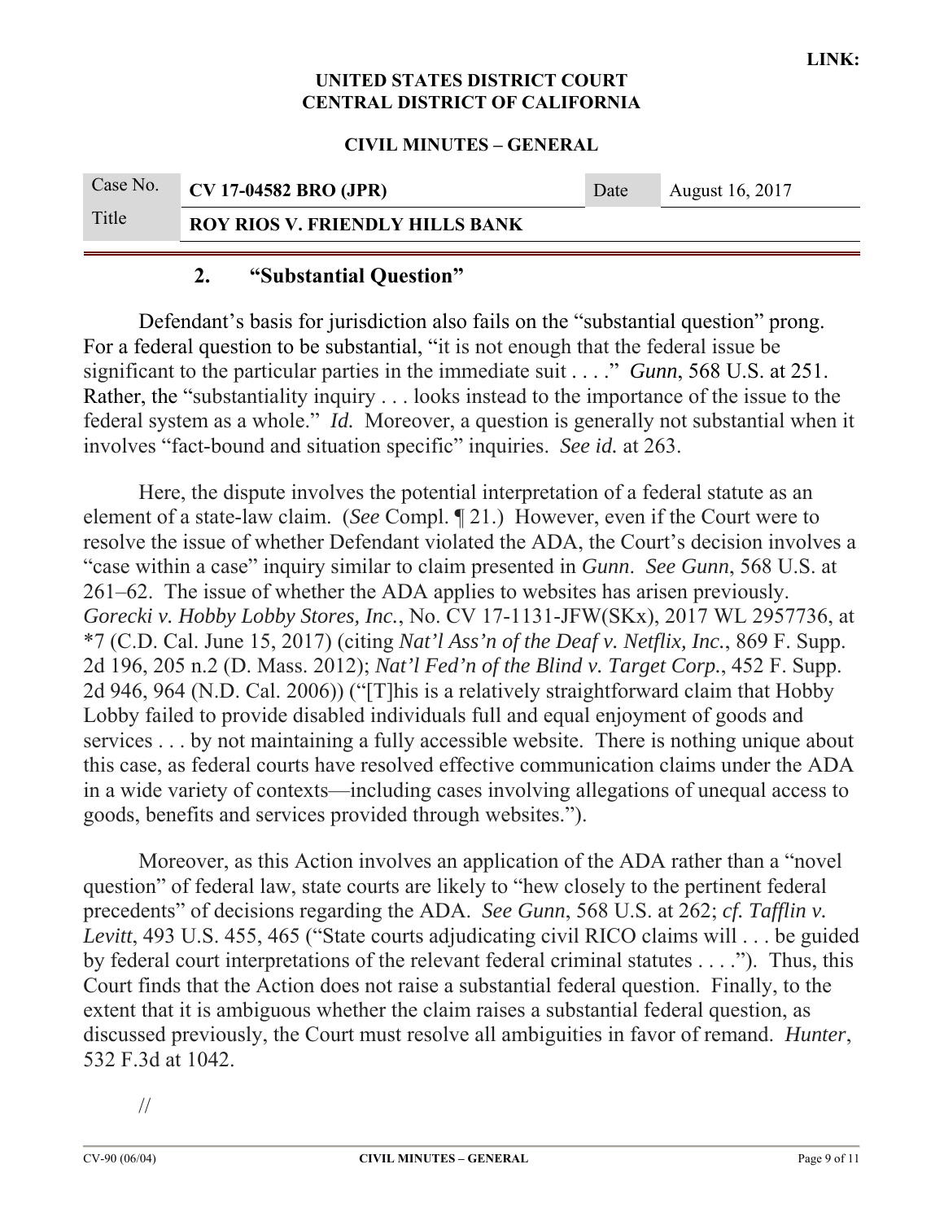### 2. "Substantial Question"

Defendant's basis for jurisdiction also fails on the "substantial question" prong. For a federal question to be substantial, "it is not enough that the federal issue be significant to the particular parties in the immediate suit . . . ." *Gunn*, 568 U.S. at 251. Rather, the "substantiality inquiry . . . looks instead to the importance of the issue to the federal system as a whole." *Id.* Moreover, a question is generally not substantial when it involves "fact-bound and situation specific" inquiries. *See id.* at 263.

Here, the dispute involves the potential interpretation of a federal statute as an element of a state-law claim. (*See* Compl. ¶ 21.) However, even if the Court were to resolve the issue of whether Defendant violated the ADA, the Court's decision involves a "case within a case" inquiry similar to claim presented in *Gunn*. *See Gunn*, 568 U.S. at 261–62. The issue of whether the ADA applies to websites has arisen previously. *Gorecki v. Hobby Lobby Stores, Inc.*, No. CV 17-1131-JFW(SKx), 2017 WL 2957736, at *7 (C.D. Cal. June 15, 2017) (citing *Nat'l Ass'n of the Deaf v. Netflix, Inc.*, 869 F. Supp. 2d 196, 205 n.2 (D. Mass. 2012); *Nat'l Fed'n of the Blind v. Target Corp.*, 452 F. Supp. 2d 946, 964 (N.D. Cal. 2006)) ("[T]his is a relatively straightforward claim that Hobby Lobby failed to provide disabled individuals full and equal enjoyment of goods and services . . . by not maintaining a fully accessible website. There is nothing unique about this case, as federal courts have resolved effective communication claims under the ADA in a wide variety of contexts—including cases involving allegations of unequal access to goods, benefits and services provided through websites.").

Moreover, as this Action involves an application of the ADA rather than a "novel question" of federal law, state courts are likely to "hew closely to the pertinent federal precedents" of decisions regarding the ADA. *See Gunn*, 568 U.S. at 262; *cf. Tafflin v. Levitt*, 493 U.S. 455, 465 ("State courts adjudicating civil RICO claims will . . . be guided by federal court interpretations of the relevant federal criminal statutes . . . ."). Thus, this Court finds that the Action does not raise a substantial federal question. Finally, to the extent that it is ambiguous whether the claim raises a substantial federal question, as discussed previously, the Court must resolve all ambiguities in favor of remand. *Hunter*, 532 F.3d at 1042.

//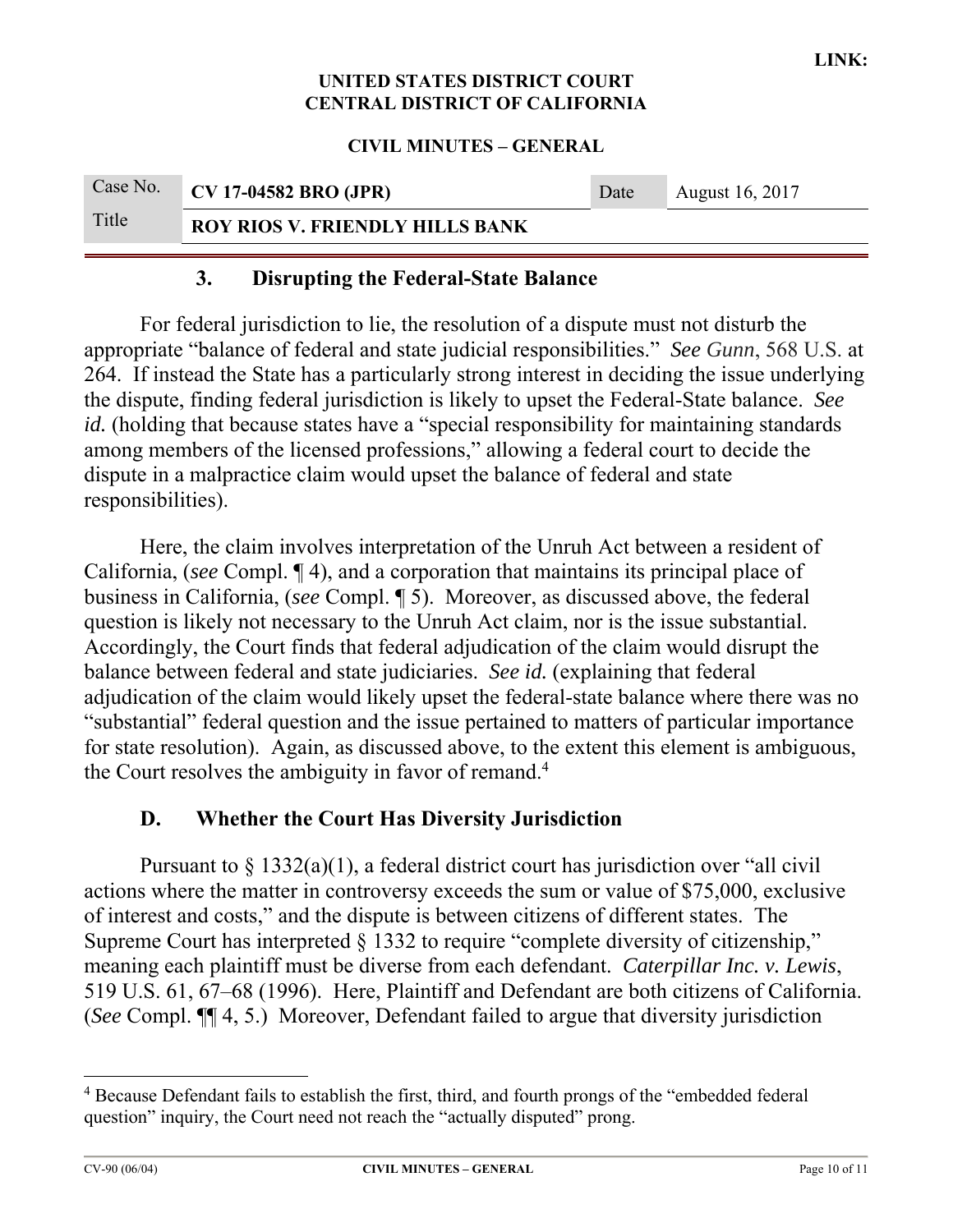### 3. Disrupting the Federal-State Balance

For federal jurisdiction to lie, the resolution of a dispute must not disturb the appropriate "balance of federal and state judicial responsibilities." *See Gunn*, 568 U.S. at 264. If instead the State has a particularly strong interest in deciding the issue underlying the dispute, finding federal jurisdiction is likely to upset the Federal-State balance. *See id.* (holding that because states have a "special responsibility for maintaining standards among members of the licensed professions," allowing a federal court to decide the dispute in a malpractice claim would upset the balance of federal and state responsibilities).

Here, the claim involves interpretation of the Unruh Act between a resident of California, (*see* Compl. ¶ 4), and a corporation that maintains its principal place of business in California, (*see* Compl. ¶ 5). Moreover, as discussed above, the federal question is likely not necessary to the Unruh Act claim, nor is the issue substantial. Accordingly, the Court finds that federal adjudication of the claim would disrupt the balance between federal and state judiciaries. *See id.* (explaining that federal adjudication of the claim would likely upset the federal-state balance where there was no "substantial" federal question and the issue pertained to matters of particular importance for state resolution). Again, as discussed above, to the extent this element is ambiguous, the Court resolves the ambiguity in favor of remand.[4]

## D. Whether the Court Has Diversity Jurisdiction

Pursuant to § 1332(a)(1), a federal district court has jurisdiction over "all civil actions where the matter in controversy exceeds the sum or value of $75,000, exclusive of interest and costs," and the dispute is between citizens of different states. The Supreme Court has interpreted § 1332 to require "complete diversity of citizenship," meaning each plaintiff must be diverse from each defendant. *Caterpillar Inc. v. Lewis*, 519 U.S. 61, 67–68 (1996). Here, Plaintiff and Defendant are both citizens of California. (*See* Compl. ¶¶ 4, 5.) Moreover, Defendant failed to argue that diversity jurisdiction

---

[4] Because Defendant fails to establish the first, third, and fourth prongs of the "embedded federal question" inquiry, the Court need not reach the "actually disputed" prong.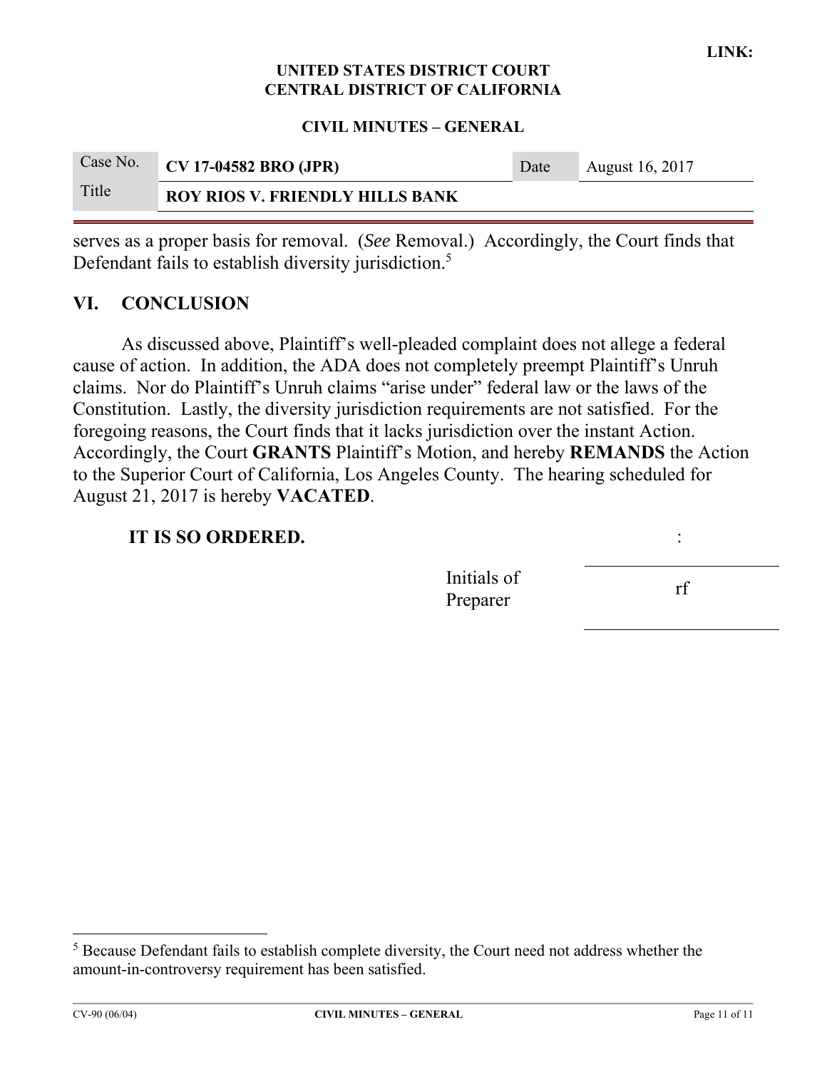serves as a proper basis for removal. (*See* Removal.) Accordingly, the Court finds that Defendant fails to establish diversity jurisdiction.[5]

## VI. CONCLUSION

As discussed above, Plaintiff's well-pleaded complaint does not allege a federal cause of action. In addition, the ADA does not completely preempt Plaintiff's Unruh claims. Nor do Plaintiff's Unruh claims "arise under" federal law or the laws of the Constitution. Lastly, the diversity jurisdiction requirements are not satisfied. For the foregoing reasons, the Court finds that it lacks jurisdiction over the instant Action. Accordingly, the Court **GRANTS** Plaintiff's Motion, and hereby **REMANDS** the Action to the Superior Court of California, Los Angeles County. The hearing scheduled for August 21, 2017 is hereby **VACATED**.

**IT IS SO ORDERED.**

:

Initials of Preparer: rf

---

[5] Because Defendant fails to establish complete diversity, the Court need not address whether the amount-in-controversy requirement has been satisfied.